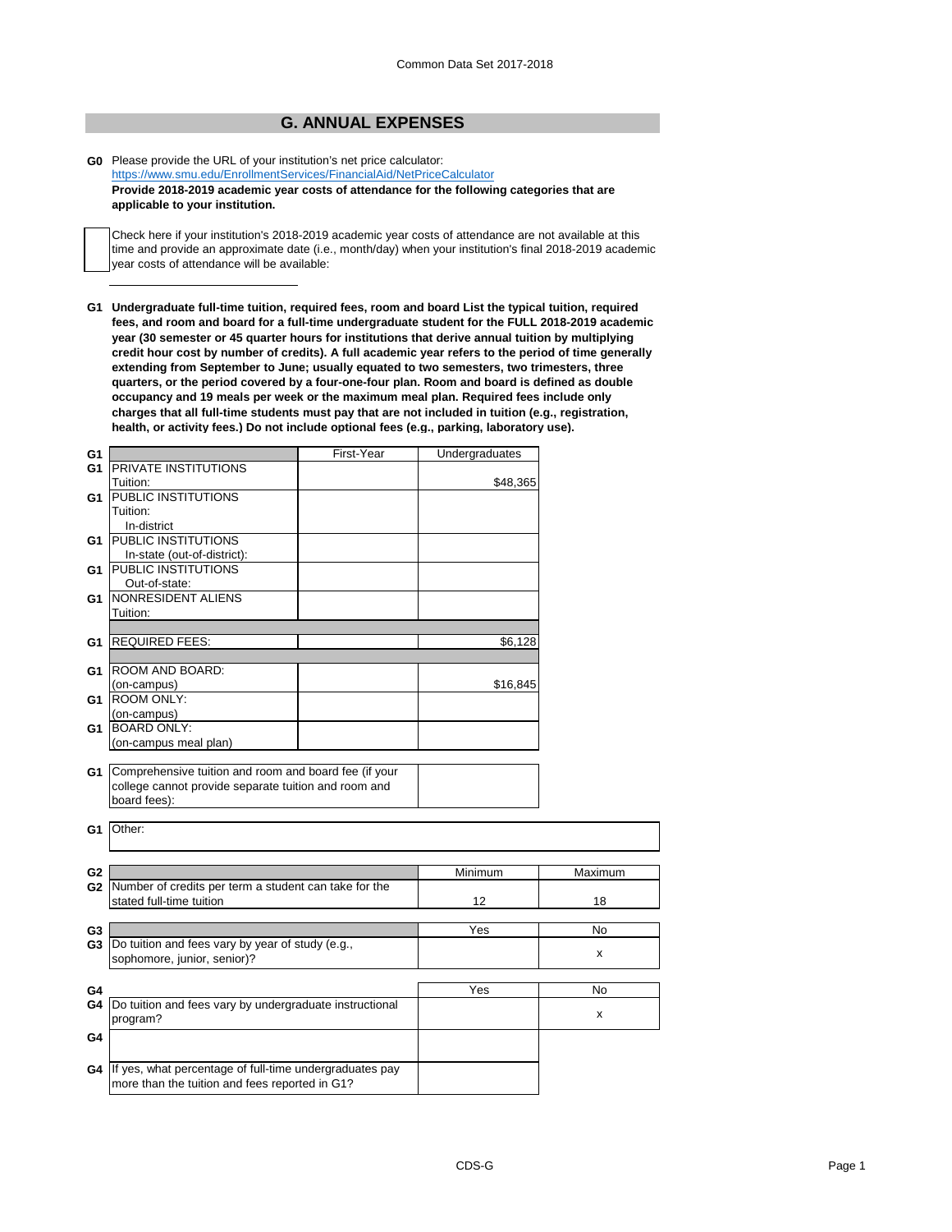Common Data Set 2017-2018

## G. ANNUAL EXPENSES

**G0** Please provide the URL of your institution's net price calculator:
https://www.smu.edu/EnrollmentServices/FinancialAid/NetPriceCalculator

**Provide 2018-2019 academic year costs of attendance for the following categories that are applicable to your institution.**

☐ Check here if your institution's 2018-2019 academic year costs of attendance are not available at this time and provide an approximate date (i.e., month/day) when your institution's final 2018-2019 academic year costs of attendance will be available:

**G1 Undergraduate full-time tuition, required fees, room and board List the typical tuition, required fees, and room and board for a full-time undergraduate student for the FULL 2018-2019 academic year (30 semester or 45 quarter hours for institutions that derive annual tuition by multiplying credit hour cost by number of credits). A full academic year refers to the period of time generally extending from September to June; usually equated to two semesters, two trimesters, three quarters, or the period covered by a four-one-four plan. Room and board is defined as double occupancy and 19 meals per week or the maximum meal plan. Required fees include only charges that all full-time students must pay that are not included in tuition (e.g., registration, health, or activity fees.) Do not include optional fees (e.g., parking, laboratory use).**

| G1 | | First-Year | Undergraduates |
|---|---|---|---|
| G1 | PRIVATE INSTITUTIONS Tuition: | | $48,365 |
| G1 | PUBLIC INSTITUTIONS Tuition: In-district | | |
| G1 | PUBLIC INSTITUTIONS In-state (out-of-district): | | |
| G1 | PUBLIC INSTITUTIONS Out-of-state: | | |
| G1 | NONRESIDENT ALIENS Tuition: | | |
| G1 | REQUIRED FEES: | | $6,128 |
| G1 | ROOM AND BOARD: (on-campus) | | $16,845 |
| G1 | ROOM ONLY: (on-campus) | | |
| G1 | BOARD ONLY: (on-campus meal plan) | | |

| G1 | | |
|---|---|---|
| G1 | Comprehensive tuition and room and board fee (if your college cannot provide separate tuition and room and board fees): | |

| G1 | Other: |
|---|---|

| G2 | | Minimum | Maximum |
|---|---|---|---|
| G2 | Number of credits per term a student can take for the stated full-time tuition | 12 | 18 |

| G3 | | Yes | No |
|---|---|---|---|
| G3 | Do tuition and fees vary by year of study (e.g., sophomore, junior, senior)? | | x |

| G4 | | Yes | No |
|---|---|---|---|
| G4 | Do tuition and fees vary by undergraduate instructional program? | | x |
| G4 | | | |
| G4 | If yes, what percentage of full-time undergraduates pay more than the tuition and fees reported in G1? | | |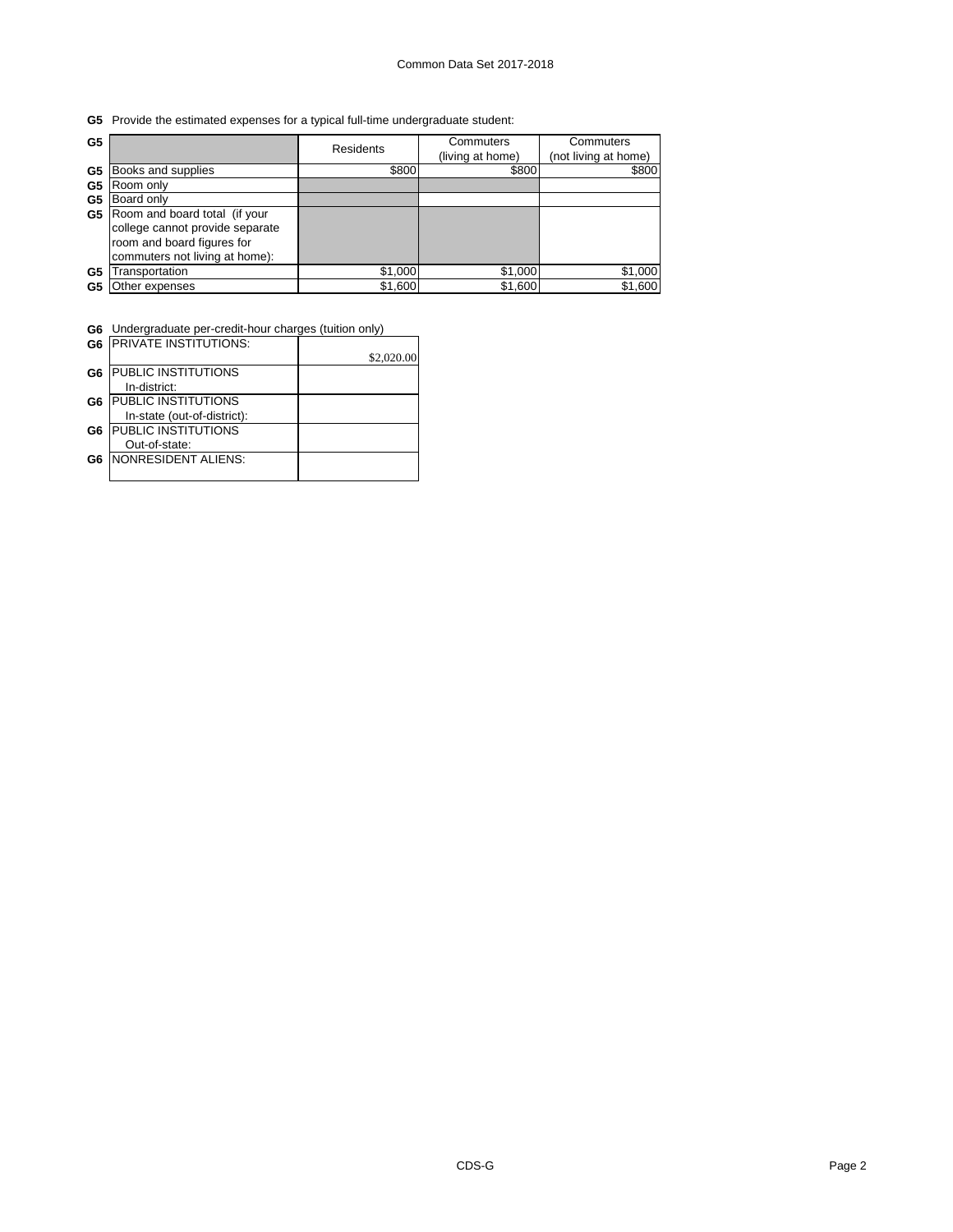**G5** Provide the estimated expenses for a typical full-time undergraduate student:

| G5 | | Residents | Commuters (living at home) | Commuters (not living at home) |
|---|---|---|---|---|
| G5 | Books and supplies | $800 | $800 | $800 |
| G5 | Room only | | | |
| G5 | Board only | | | |
| G5 | Room and board total (if your college cannot provide separate room and board figures for commuters not living at home): | | | |
| G5 | Transportation | $1,000 | $1,000 | $1,000 |
| G5 | Other expenses | $1,600 | $1,600 | $1,600 |

**G6** Undergraduate per-credit-hour charges (tuition only)

| | | |
|---|---|---|
| G6 | PRIVATE INSTITUTIONS: | $2,020.00 |
| G6 | PUBLIC INSTITUTIONS In-district: | |
| G6 | PUBLIC INSTITUTIONS In-state (out-of-district): | |
| G6 | PUBLIC INSTITUTIONS Out-of-state: | |
| G6 | NONRESIDENT ALIENS: | |